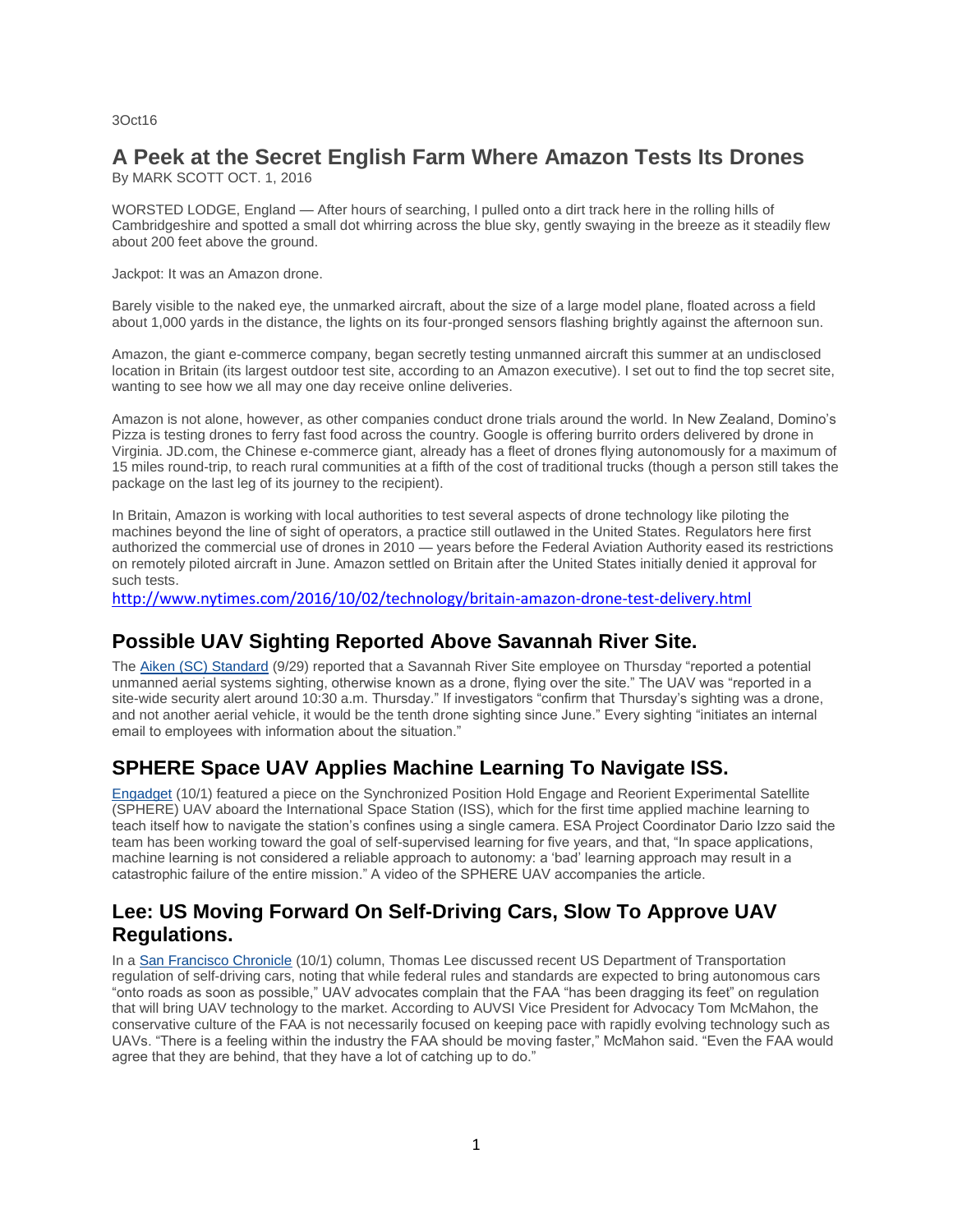3Oct16

## A Peek at the Secret English Farm Where Amazon Tests Its Drones

By MARK SCOTT OCT. 1, 2016

WORSTED LODGE, England — After hours of searching, I pulled onto a dirt track here in the rolling hills of Cambridgeshire and spotted a small dot whirring across the blue sky, gently swaying in the breeze as it steadily flew about 200 feet above the ground.

Jackpot: It was an Amazon drone.

Barely visible to the naked eye, the unmarked aircraft, about the size of a large model plane, floated across a field about 1,000 yards in the distance, the lights on its four-pronged sensors flashing brightly against the afternoon sun.

Amazon, the giant e-commerce company, began secretly testing unmanned aircraft this summer at an undisclosed location in Britain (its largest outdoor test site, according to an Amazon executive). I set out to find the top secret site, wanting to see how we all may one day receive online deliveries.

Amazon is not alone, however, as other companies conduct drone trials around the world. In New Zealand, Domino's Pizza is testing drones to ferry fast food across the country. Google is offering burrito orders delivered by drone in Virginia. JD.com, the Chinese e-commerce giant, already has a fleet of drones flying autonomously for a maximum of 15 miles round-trip, to reach rural communities at a fifth of the cost of traditional trucks (though a person still takes the package on the last leg of its journey to the recipient).

In Britain, Amazon is working with local authorities to test several aspects of drone technology like piloting the machines beyond the line of sight of operators, a practice still outlawed in the United States. Regulators here first authorized the commercial use of drones in 2010 — years before the Federal Aviation Authority eased its restrictions on remotely piloted aircraft in June. Amazon settled on Britain after the United States initially denied it approval for such tests.

http://www.nytimes.com/2016/10/02/technology/britain-amazon-drone-test-delivery.html

## Possible UAV Sighting Reported Above Savannah River Site.

The Aiken (SC) Standard (9/29) reported that a Savannah River Site employee on Thursday "reported a potential unmanned aerial systems sighting, otherwise known as a drone, flying over the site." The UAV was "reported in a site-wide security alert around 10:30 a.m. Thursday." If investigators "confirm that Thursday's sighting was a drone, and not another aerial vehicle, it would be the tenth drone sighting since June." Every sighting "initiates an internal email to employees with information about the situation."

## SPHERE Space UAV Applies Machine Learning To Navigate ISS.

Engadget (10/1) featured a piece on the Synchronized Position Hold Engage and Reorient Experimental Satellite (SPHERE) UAV aboard the International Space Station (ISS), which for the first time applied machine learning to teach itself how to navigate the station's confines using a single camera. ESA Project Coordinator Dario Izzo said the team has been working toward the goal of self-supervised learning for five years, and that, "In space applications, machine learning is not considered a reliable approach to autonomy: a 'bad' learning approach may result in a catastrophic failure of the entire mission." A video of the SPHERE UAV accompanies the article.

## Lee: US Moving Forward On Self-Driving Cars, Slow To Approve UAV Regulations.

In a San Francisco Chronicle (10/1) column, Thomas Lee discussed recent US Department of Transportation regulation of self-driving cars, noting that while federal rules and standards are expected to bring autonomous cars "onto roads as soon as possible," UAV advocates complain that the FAA "has been dragging its feet" on regulation that will bring UAV technology to the market. According to AUVSI Vice President for Advocacy Tom McMahon, the conservative culture of the FAA is not necessarily focused on keeping pace with rapidly evolving technology such as UAVs. "There is a feeling within the industry the FAA should be moving faster," McMahon said. "Even the FAA would agree that they are behind, that they have a lot of catching up to do."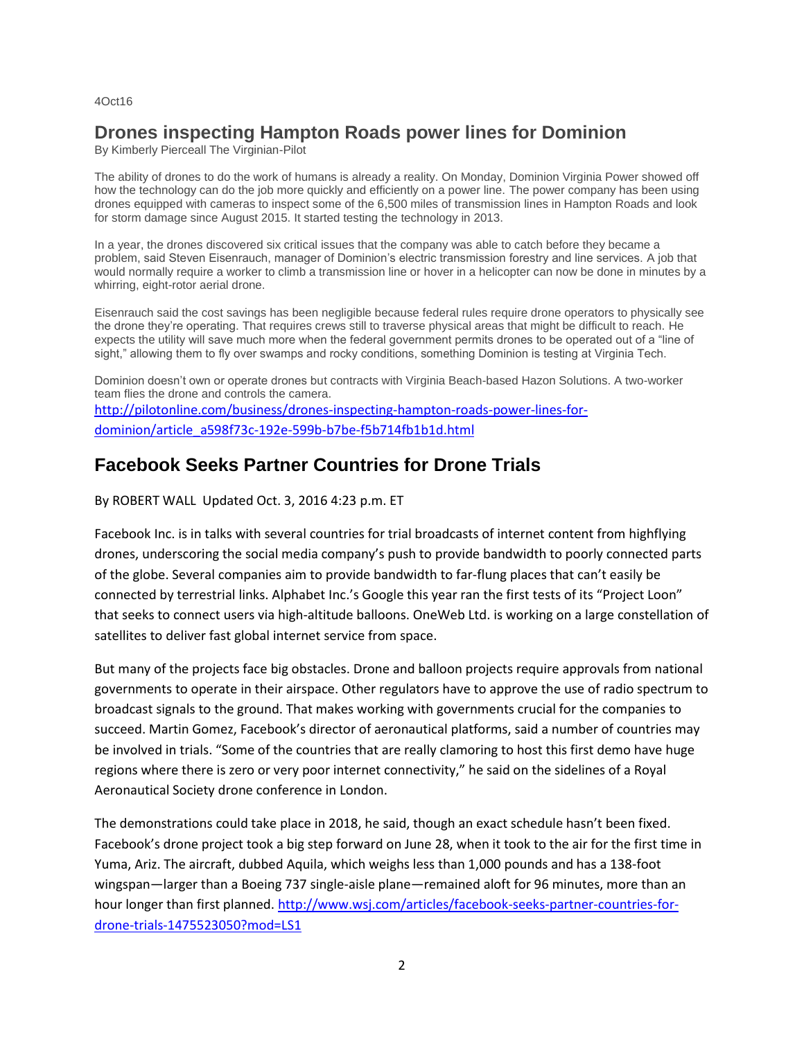4Oct16

## Drones inspecting Hampton Roads power lines for Dominion

By Kimberly Pierceall The Virginian-Pilot

The ability of drones to do the work of humans is already a reality. On Monday, Dominion Virginia Power showed off how the technology can do the job more quickly and efficiently on a power line. The power company has been using drones equipped with cameras to inspect some of the 6,500 miles of transmission lines in Hampton Roads and look for storm damage since August 2015. It started testing the technology in 2013.

In a year, the drones discovered six critical issues that the company was able to catch before they became a problem, said Steven Eisenrauch, manager of Dominion's electric transmission forestry and line services. A job that would normally require a worker to climb a transmission line or hover in a helicopter can now be done in minutes by a whirring, eight-rotor aerial drone.

Eisenrauch said the cost savings has been negligible because federal rules require drone operators to physically see the drone they're operating. That requires crews still to traverse physical areas that might be difficult to reach. He expects the utility will save much more when the federal government permits drones to be operated out of a "line of sight," allowing them to fly over swamps and rocky conditions, something Dominion is testing at Virginia Tech.

Dominion doesn't own or operate drones but contracts with Virginia Beach-based Hazon Solutions. A two-worker team flies the drone and controls the camera.
http://pilotonline.com/business/drones-inspecting-hampton-roads-power-lines-for-dominion/article_a598f73c-192e-599b-b7be-f5b714fb1b1d.html

## Facebook Seeks Partner Countries for Drone Trials

By ROBERT WALL Updated Oct. 3, 2016 4:23 p.m. ET

Facebook Inc. is in talks with several countries for trial broadcasts of internet content from highflying drones, underscoring the social media company's push to provide bandwidth to poorly connected parts of the globe. Several companies aim to provide bandwidth to far-flung places that can't easily be connected by terrestrial links. Alphabet Inc.'s Google this year ran the first tests of its "Project Loon" that seeks to connect users via high-altitude balloons. OneWeb Ltd. is working on a large constellation of satellites to deliver fast global internet service from space.

But many of the projects face big obstacles. Drone and balloon projects require approvals from national governments to operate in their airspace. Other regulators have to approve the use of radio spectrum to broadcast signals to the ground. That makes working with governments crucial for the companies to succeed. Martin Gomez, Facebook's director of aeronautical platforms, said a number of countries may be involved in trials. "Some of the countries that are really clamoring to host this first demo have huge regions where there is zero or very poor internet connectivity," he said on the sidelines of a Royal Aeronautical Society drone conference in London.

The demonstrations could take place in 2018, he said, though an exact schedule hasn't been fixed. Facebook's drone project took a big step forward on June 28, when it took to the air for the first time in Yuma, Ariz. The aircraft, dubbed Aquila, which weighs less than 1,000 pounds and has a 138-foot wingspan—larger than a Boeing 737 single-aisle plane—remained aloft for 96 minutes, more than an hour longer than first planned. http://www.wsj.com/articles/facebook-seeks-partner-countries-for-drone-trials-1475523050?mod=LS1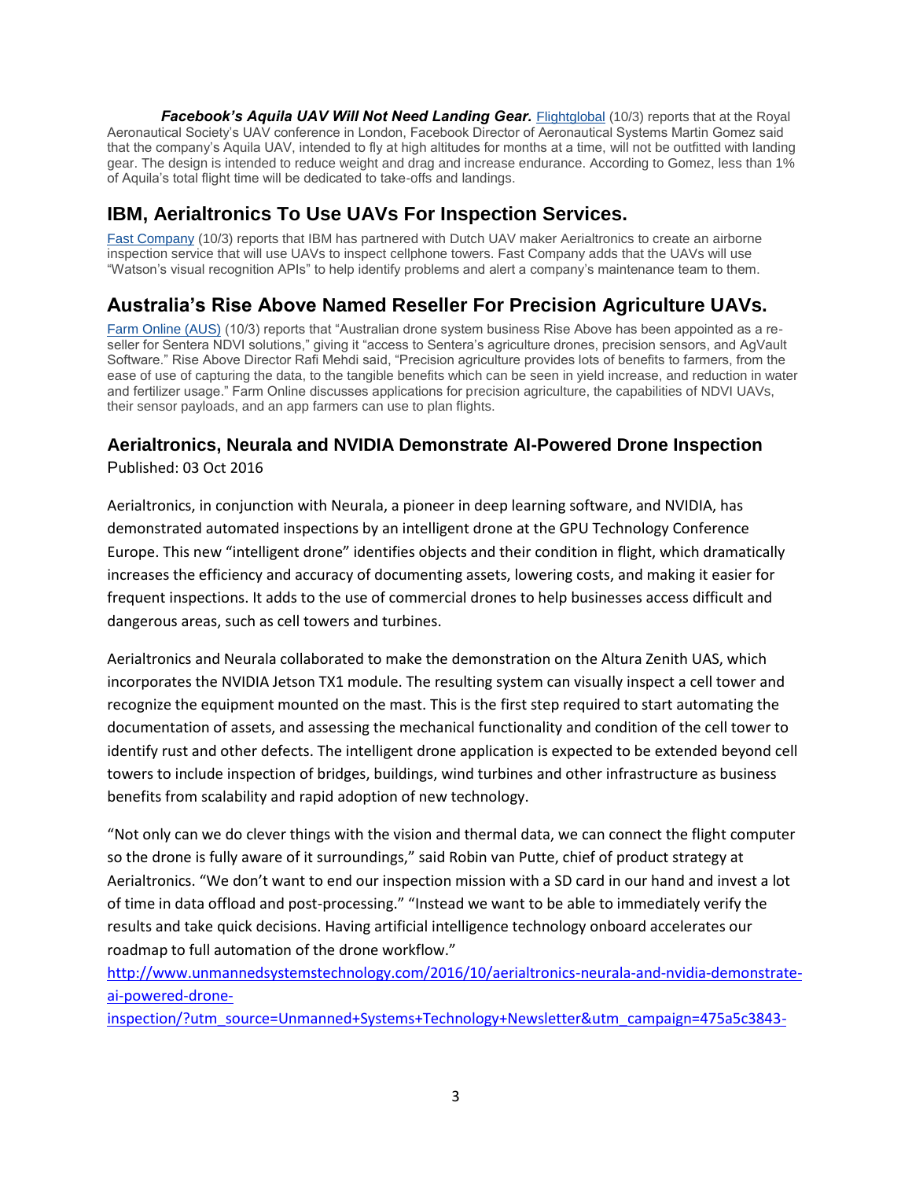***Facebook's Aquila UAV Will Not Need Landing Gear.*** Flightglobal (10/3) reports that at the Royal Aeronautical Society's UAV conference in London, Facebook Director of Aeronautical Systems Martin Gomez said that the company's Aquila UAV, intended to fly at high altitudes for months at a time, will not be outfitted with landing gear. The design is intended to reduce weight and drag and increase endurance. According to Gomez, less than 1% of Aquila's total flight time will be dedicated to take-offs and landings.

## IBM, Aerialtronics To Use UAVs For Inspection Services.

Fast Company (10/3) reports that IBM has partnered with Dutch UAV maker Aerialtronics to create an airborne inspection service that will use UAVs to inspect cellphone towers. Fast Company adds that the UAVs will use "Watson's visual recognition APIs" to help identify problems and alert a company's maintenance team to them.

## Australia's Rise Above Named Reseller For Precision Agriculture UAVs.

Farm Online (AUS) (10/3) reports that "Australian drone system business Rise Above has been appointed as a re-seller for Sentera NDVI solutions," giving it "access to Sentera's agriculture drones, precision sensors, and AgVault Software." Rise Above Director Rafi Mehdi said, "Precision agriculture provides lots of benefits to farmers, from the ease of use of capturing the data, to the tangible benefits which can be seen in yield increase, and reduction in water and fertilizer usage." Farm Online discusses applications for precision agriculture, the capabilities of NDVI UAVs, their sensor payloads, and an app farmers can use to plan flights.

### Aerialtronics, Neurala and NVIDIA Demonstrate AI-Powered Drone Inspection

Published: 03 Oct 2016

Aerialtronics, in conjunction with Neurala, a pioneer in deep learning software, and NVIDIA, has demonstrated automated inspections by an intelligent drone at the GPU Technology Conference Europe. This new "intelligent drone" identifies objects and their condition in flight, which dramatically increases the efficiency and accuracy of documenting assets, lowering costs, and making it easier for frequent inspections. It adds to the use of commercial drones to help businesses access difficult and dangerous areas, such as cell towers and turbines.

Aerialtronics and Neurala collaborated to make the demonstration on the Altura Zenith UAS, which incorporates the NVIDIA Jetson TX1 module. The resulting system can visually inspect a cell tower and recognize the equipment mounted on the mast. This is the first step required to start automating the documentation of assets, and assessing the mechanical functionality and condition of the cell tower to identify rust and other defects. The intelligent drone application is expected to be extended beyond cell towers to include inspection of bridges, buildings, wind turbines and other infrastructure as business benefits from scalability and rapid adoption of new technology.

"Not only can we do clever things with the vision and thermal data, we can connect the flight computer so the drone is fully aware of it surroundings," said Robin van Putte, chief of product strategy at Aerialtronics. "We don't want to end our inspection mission with a SD card in our hand and invest a lot of time in data offload and post-processing." "Instead we want to be able to immediately verify the results and take quick decisions. Having artificial intelligence technology onboard accelerates our roadmap to full automation of the drone workflow."
http://www.unmannedsystemstechnology.com/2016/10/aerialtronics-neurala-and-nvidia-demonstrate-ai-powered-drone-inspection/?utm_source=Unmanned+Systems+Technology+Newsletter&utm_campaign=475a5c3843-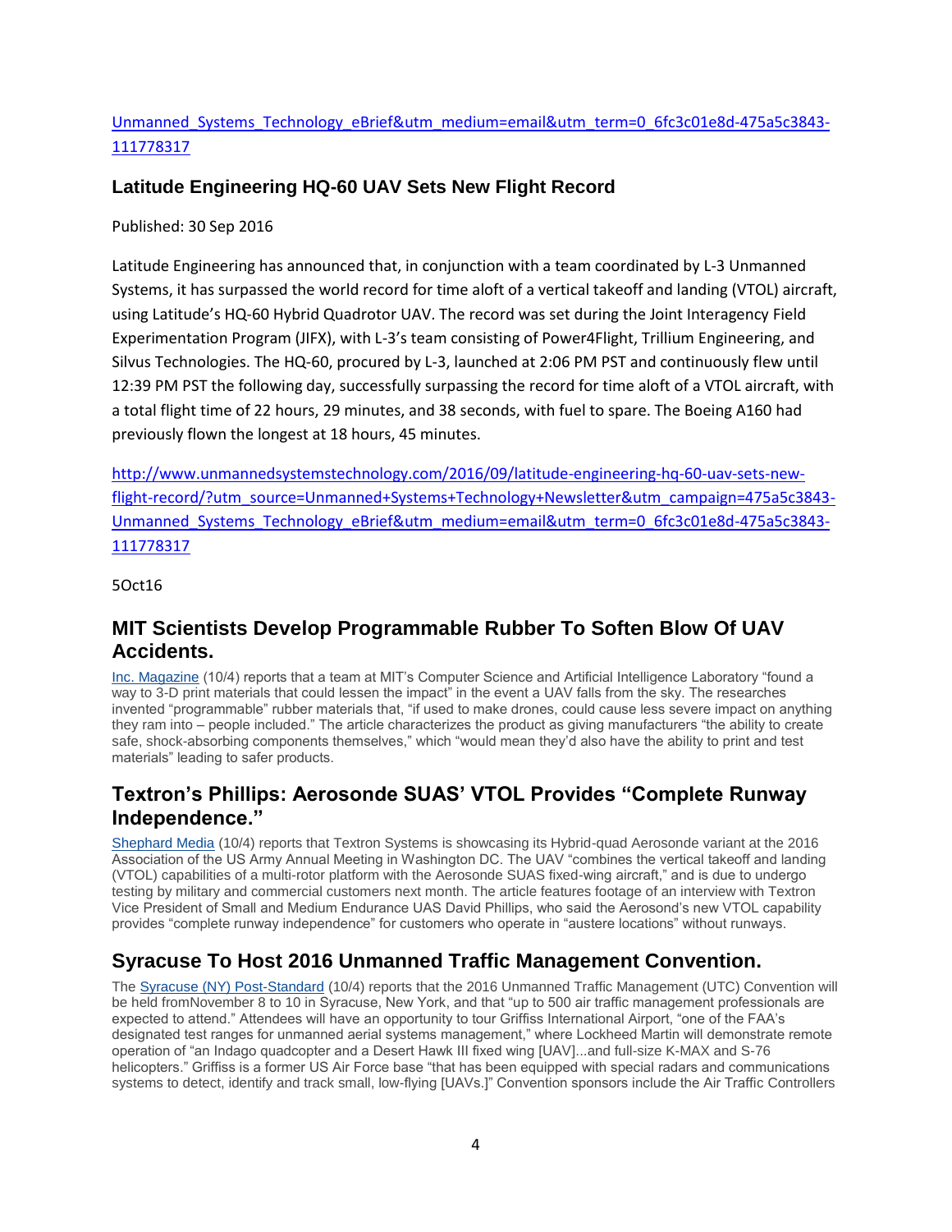Unmanned_Systems_Technology_eBrief&utm_medium=email&utm_term=0_6fc3c01e8d-475a5c3843-111778317

## Latitude Engineering HQ-60 UAV Sets New Flight Record

Published: 30 Sep 2016

Latitude Engineering has announced that, in conjunction with a team coordinated by L-3 Unmanned Systems, it has surpassed the world record for time aloft of a vertical takeoff and landing (VTOL) aircraft, using Latitude's HQ-60 Hybrid Quadrotor UAV. The record was set during the Joint Interagency Field Experimentation Program (JIFX), with L-3's team consisting of Power4Flight, Trillium Engineering, and Silvus Technologies. The HQ-60, procured by L-3, launched at 2:06 PM PST and continuously flew until 12:39 PM PST the following day, successfully surpassing the record for time aloft of a VTOL aircraft, with a total flight time of 22 hours, 29 minutes, and 38 seconds, with fuel to spare. The Boeing A160 had previously flown the longest at 18 hours, 45 minutes.

http://www.unmannedsystemstechnology.com/2016/09/latitude-engineering-hq-60-uav-sets-new-flight-record/?utm_source=Unmanned+Systems+Technology+Newsletter&utm_campaign=475a5c3843-Unmanned_Systems_Technology_eBrief&utm_medium=email&utm_term=0_6fc3c01e8d-475a5c3843-111778317

5Oct16

## MIT Scientists Develop Programmable Rubber To Soften Blow Of UAV Accidents.

Inc. Magazine (10/4) reports that a team at MIT's Computer Science and Artificial Intelligence Laboratory "found a way to 3-D print materials that could lessen the impact" in the event a UAV falls from the sky. The researches invented "programmable" rubber materials that, "if used to make drones, could cause less severe impact on anything they ram into – people included." The article characterizes the product as giving manufacturers "the ability to create safe, shock-absorbing components themselves," which "would mean they'd also have the ability to print and test materials" leading to safer products.

## Textron's Phillips: Aerosonde SUAS' VTOL Provides "Complete Runway Independence."

Shephard Media (10/4) reports that Textron Systems is showcasing its Hybrid-quad Aerosonde variant at the 2016 Association of the US Army Annual Meeting in Washington DC. The UAV "combines the vertical takeoff and landing (VTOL) capabilities of a multi-rotor platform with the Aerosonde SUAS fixed-wing aircraft," and is due to undergo testing by military and commercial customers next month. The article features footage of an interview with Textron Vice President of Small and Medium Endurance UAS David Phillips, who said the Aerosond's new VTOL capability provides "complete runway independence" for customers who operate in "austere locations" without runways.

## Syracuse To Host 2016 Unmanned Traffic Management Convention.

The Syracuse (NY) Post-Standard (10/4) reports that the 2016 Unmanned Traffic Management (UTC) Convention will be held fromNovember 8 to 10 in Syracuse, New York, and that "up to 500 air traffic management professionals are expected to attend." Attendees will have an opportunity to tour Griffiss International Airport, "one of the FAA's designated test ranges for unmanned aerial systems management," where Lockheed Martin will demonstrate remote operation of "an Indago quadcopter and a Desert Hawk III fixed wing [UAV]...and full-size K-MAX and S-76 helicopters." Griffiss is a former US Air Force base "that has been equipped with special radars and communications systems to detect, identify and track small, low-flying [UAVs.]" Convention sponsors include the Air Traffic Controllers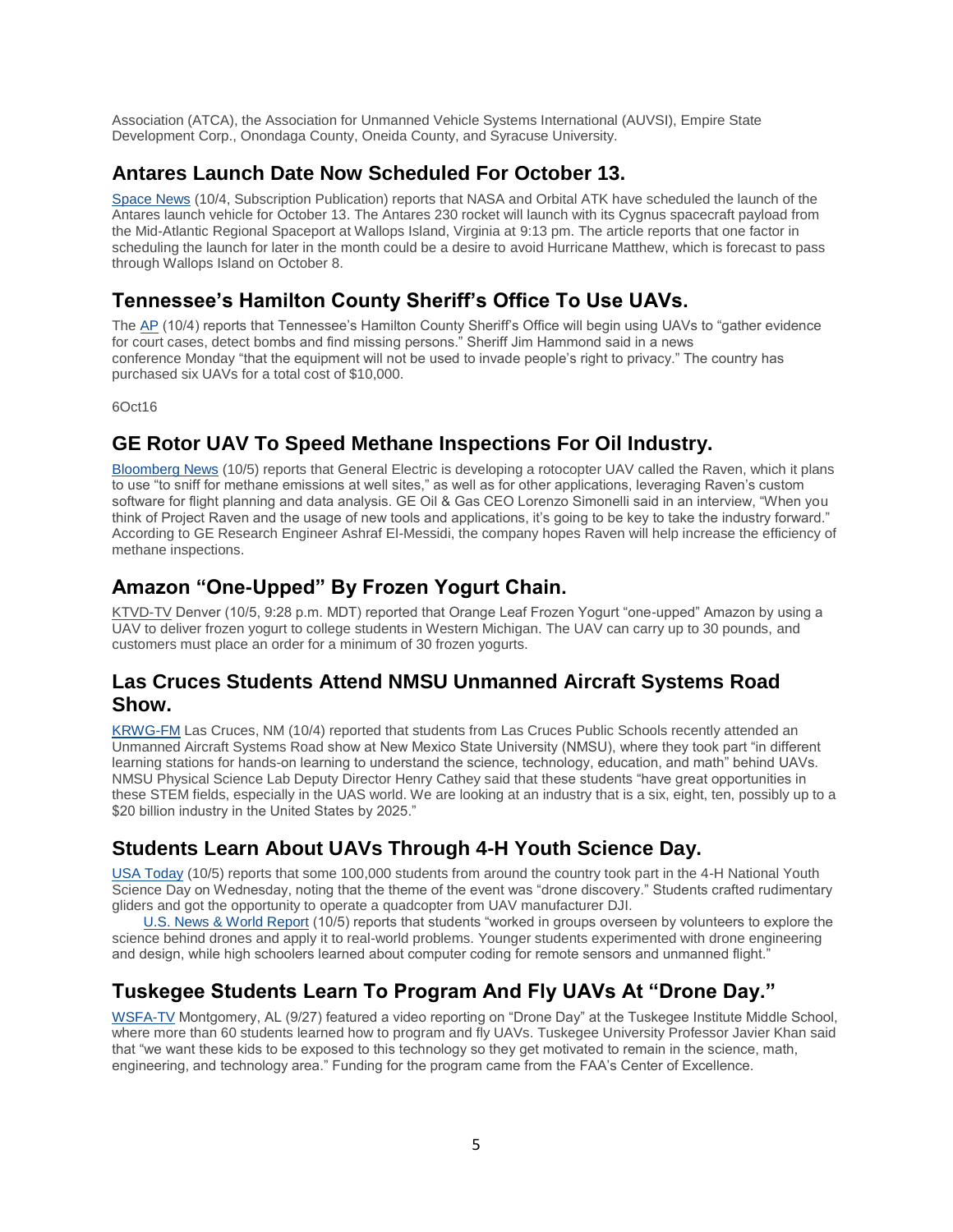Association (ATCA), the Association for Unmanned Vehicle Systems International (AUVSI), Empire State Development Corp., Onondaga County, Oneida County, and Syracuse University.

## Antares Launch Date Now Scheduled For October 13.

Space News (10/4, Subscription Publication) reports that NASA and Orbital ATK have scheduled the launch of the Antares launch vehicle for October 13. The Antares 230 rocket will launch with its Cygnus spacecraft payload from the Mid-Atlantic Regional Spaceport at Wallops Island, Virginia at 9:13 pm. The article reports that one factor in scheduling the launch for later in the month could be a desire to avoid Hurricane Matthew, which is forecast to pass through Wallops Island on October 8.

## Tennessee's Hamilton County Sheriff's Office To Use UAVs.

The AP (10/4) reports that Tennessee's Hamilton County Sheriff's Office will begin using UAVs to "gather evidence for court cases, detect bombs and find missing persons." Sheriff Jim Hammond said in a news conference Monday "that the equipment will not be used to invade people's right to privacy." The country has purchased six UAVs for a total cost of $10,000.

6Oct16

## GE Rotor UAV To Speed Methane Inspections For Oil Industry.

Bloomberg News (10/5) reports that General Electric is developing a rotocopter UAV called the Raven, which it plans to use "to sniff for methane emissions at well sites," as well as for other applications, leveraging Raven's custom software for flight planning and data analysis. GE Oil & Gas CEO Lorenzo Simonelli said in an interview, "When you think of Project Raven and the usage of new tools and applications, it's going to be key to take the industry forward." According to GE Research Engineer Ashraf El-Messidi, the company hopes Raven will help increase the efficiency of methane inspections.

## Amazon "One-Upped" By Frozen Yogurt Chain.

KTVD-TV Denver (10/5, 9:28 p.m. MDT) reported that Orange Leaf Frozen Yogurt "one-upped" Amazon by using a UAV to deliver frozen yogurt to college students in Western Michigan. The UAV can carry up to 30 pounds, and customers must place an order for a minimum of 30 frozen yogurts.

## Las Cruces Students Attend NMSU Unmanned Aircraft Systems Road Show.

KRWG-FM Las Cruces, NM (10/4) reported that students from Las Cruces Public Schools recently attended an Unmanned Aircraft Systems Road show at New Mexico State University (NMSU), where they took part "in different learning stations for hands-on learning to understand the science, technology, education, and math" behind UAVs. NMSU Physical Science Lab Deputy Director Henry Cathey said that these students "have great opportunities in these STEM fields, especially in the UAS world. We are looking at an industry that is a six, eight, ten, possibly up to a $20 billion industry in the United States by 2025."

## Students Learn About UAVs Through 4-H Youth Science Day.

USA Today (10/5) reports that some 100,000 students from around the country took part in the 4-H National Youth Science Day on Wednesday, noting that the theme of the event was "drone discovery." Students crafted rudimentary gliders and got the opportunity to operate a quadcopter from UAV manufacturer DJI.

U.S. News & World Report (10/5) reports that students "worked in groups overseen by volunteers to explore the science behind drones and apply it to real-world problems. Younger students experimented with drone engineering and design, while high schoolers learned about computer coding for remote sensors and unmanned flight."

## Tuskegee Students Learn To Program And Fly UAVs At "Drone Day."

WSFA-TV Montgomery, AL (9/27) featured a video reporting on "Drone Day" at the Tuskegee Institute Middle School, where more than 60 students learned how to program and fly UAVs. Tuskegee University Professor Javier Khan said that "we want these kids to be exposed to this technology so they get motivated to remain in the science, math, engineering, and technology area." Funding for the program came from the FAA's Center of Excellence.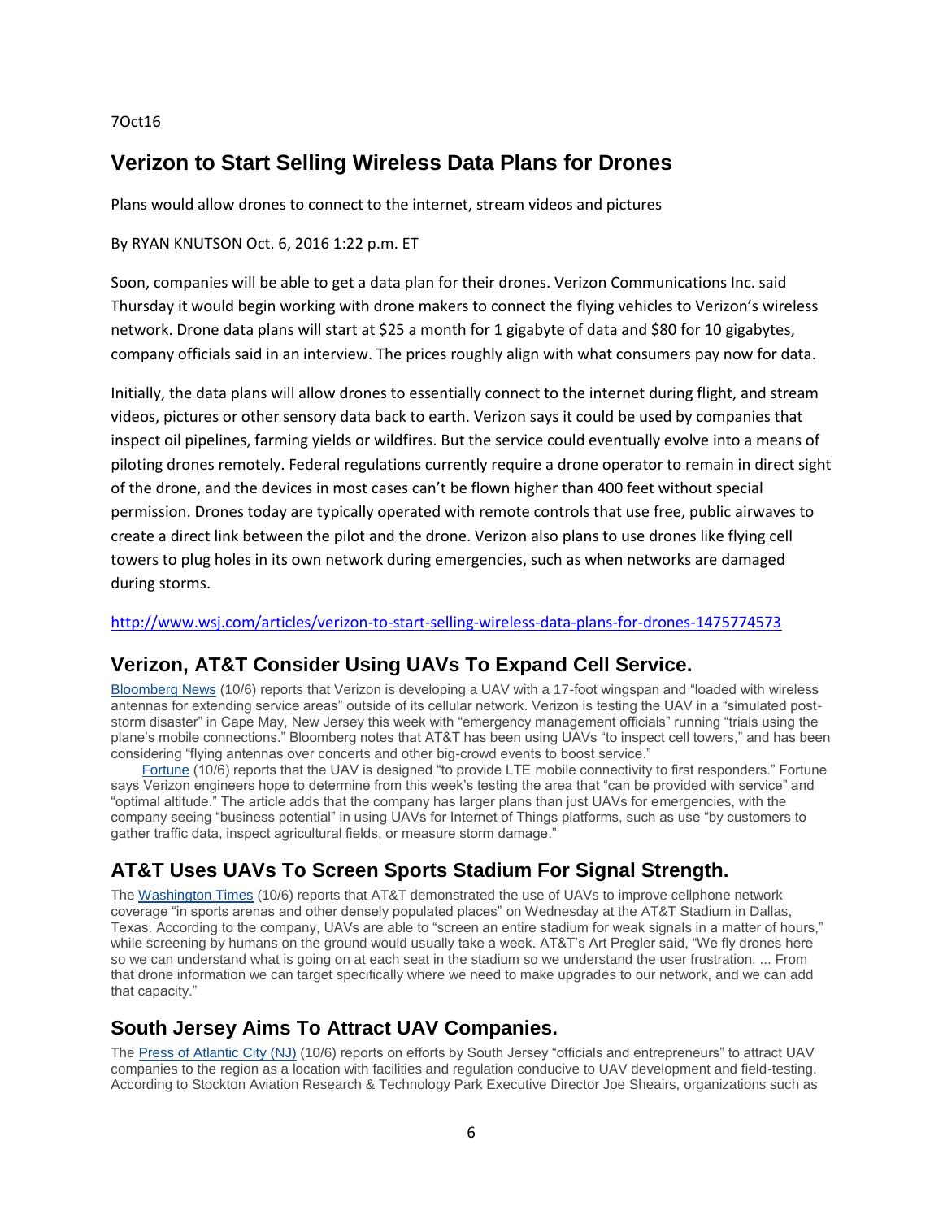7Oct16

## Verizon to Start Selling Wireless Data Plans for Drones

Plans would allow drones to connect to the internet, stream videos and pictures

By RYAN KNUTSON Oct. 6, 2016 1:22 p.m. ET

Soon, companies will be able to get a data plan for their drones. Verizon Communications Inc. said Thursday it would begin working with drone makers to connect the flying vehicles to Verizon's wireless network. Drone data plans will start at $25 a month for 1 gigabyte of data and $80 for 10 gigabytes, company officials said in an interview. The prices roughly align with what consumers pay now for data.

Initially, the data plans will allow drones to essentially connect to the internet during flight, and stream videos, pictures or other sensory data back to earth. Verizon says it could be used by companies that inspect oil pipelines, farming yields or wildfires. But the service could eventually evolve into a means of piloting drones remotely. Federal regulations currently require a drone operator to remain in direct sight of the drone, and the devices in most cases can't be flown higher than 400 feet without special permission. Drones today are typically operated with remote controls that use free, public airwaves to create a direct link between the pilot and the drone. Verizon also plans to use drones like flying cell towers to plug holes in its own network during emergencies, such as when networks are damaged during storms.

http://www.wsj.com/articles/verizon-to-start-selling-wireless-data-plans-for-drones-1475774573

## Verizon, AT&T Consider Using UAVs To Expand Cell Service.

Bloomberg News (10/6) reports that Verizon is developing a UAV with a 17-foot wingspan and "loaded with wireless antennas for extending service areas" outside of its cellular network. Verizon is testing the UAV in a "simulated post-storm disaster" in Cape May, New Jersey this week with "emergency management officials" running "trials using the plane's mobile connections." Bloomberg notes that AT&T has been using UAVs "to inspect cell towers," and has been considering "flying antennas over concerts and other big-crowd events to boost service."

Fortune (10/6) reports that the UAV is designed "to provide LTE mobile connectivity to first responders." Fortune says Verizon engineers hope to determine from this week's testing the area that "can be provided with service" and "optimal altitude." The article adds that the company has larger plans than just UAVs for emergencies, with the company seeing "business potential" in using UAVs for Internet of Things platforms, such as use "by customers to gather traffic data, inspect agricultural fields, or measure storm damage."

## AT&T Uses UAVs To Screen Sports Stadium For Signal Strength.

The Washington Times (10/6) reports that AT&T demonstrated the use of UAVs to improve cellphone network coverage "in sports arenas and other densely populated places" on Wednesday at the AT&T Stadium in Dallas, Texas. According to the company, UAVs are able to "screen an entire stadium for weak signals in a matter of hours," while screening by humans on the ground would usually take a week. AT&T's Art Pregler said, "We fly drones here so we can understand what is going on at each seat in the stadium so we understand the user frustration. ... From that drone information we can target specifically where we need to make upgrades to our network, and we can add that capacity."

## South Jersey Aims To Attract UAV Companies.

The Press of Atlantic City (NJ) (10/6) reports on efforts by South Jersey "officials and entrepreneurs" to attract UAV companies to the region as a location with facilities and regulation conducive to UAV development and field-testing. According to Stockton Aviation Research & Technology Park Executive Director Joe Sheairs, organizations such as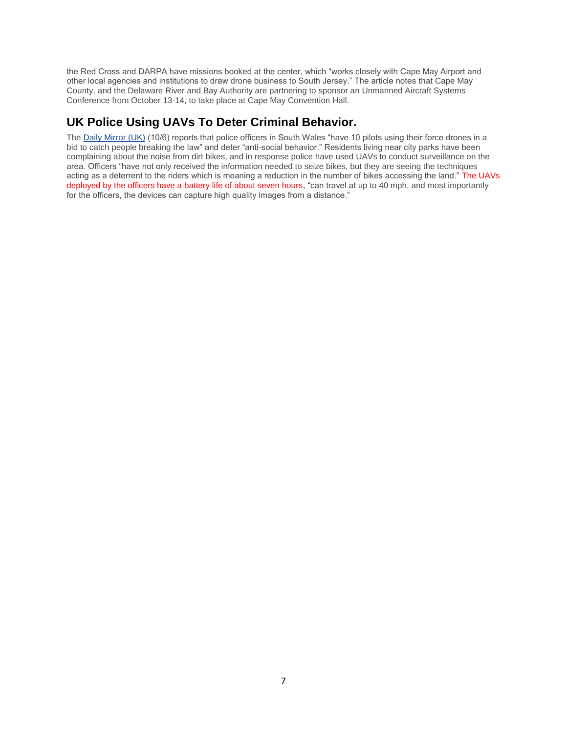the Red Cross and DARPA have missions booked at the center, which "works closely with Cape May Airport and other local agencies and institutions to draw drone business to South Jersey." The article notes that Cape May County, and the Delaware River and Bay Authority are partnering to sponsor an Unmanned Aircraft Systems Conference from October 13-14, to take place at Cape May Convention Hall.

## UK Police Using UAVs To Deter Criminal Behavior.

The Daily Mirror (UK) (10/6) reports that police officers in South Wales "have 10 pilots using their force drones in a bid to catch people breaking the law" and deter "anti-social behavior." Residents living near city parks have been complaining about the noise from dirt bikes, and in response police have used UAVs to conduct surveillance on the area. Officers "have not only received the information needed to seize bikes, but they are seeing the techniques acting as a deterrent to the riders which is meaning a reduction in the number of bikes accessing the land." The UAVs deployed by the officers have a battery life of about seven hours, "can travel at up to 40 mph, and most importantly for the officers, the devices can capture high quality images from a distance."